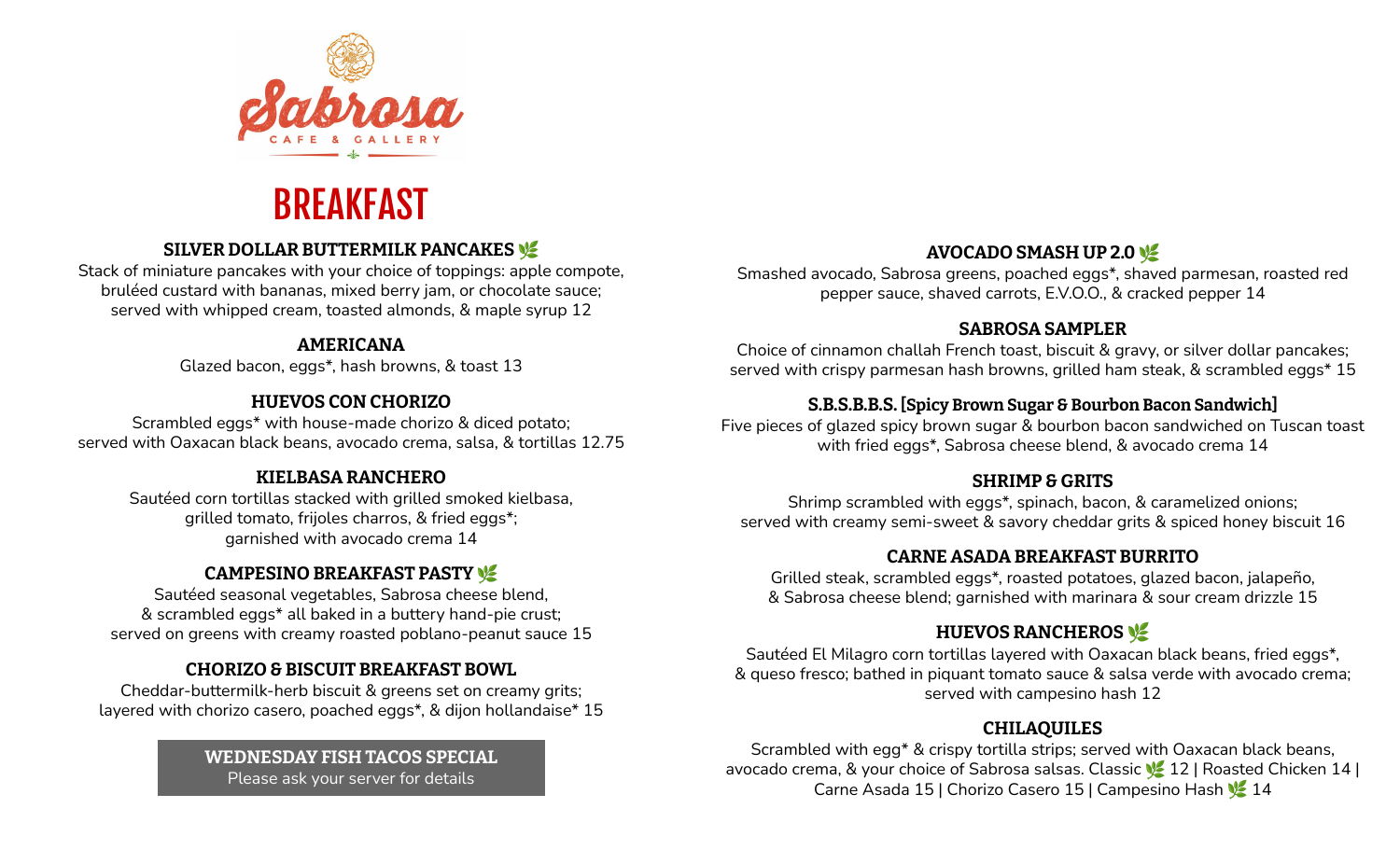# Sabrosa

CAFE & GALLERY

## BREAKFAST

### SILVER DOLLAR BUTTERMILK PANCAKES 🌿

Stack of miniature pancakes with your choice of toppings: apple compote, bruléed custard with bananas, mixed berry jam, or chocolate sauce; served with whipped cream, toasted almonds, & maple syrup 12

### AMERICANA

Glazed bacon, eggs*, hash browns, & toast 13

### HUEVOS CON CHORIZO

Scrambled eggs* with house-made chorizo & diced potato; served with Oaxacan black beans, avocado crema, salsa, & tortillas 12.75

### KIELBASA RANCHERO

Sautéed corn tortillas stacked with grilled smoked kielbasa, grilled tomato, frijoles charros, & fried eggs*; garnished with avocado crema 14

### CAMPESINO BREAKFAST PASTY 🌿

Sautéed seasonal vegetables, Sabrosa cheese blend, & scrambled eggs* all baked in a buttery hand-pie crust; served on greens with creamy roasted poblano-peanut sauce 15

### CHORIZO & BISCUIT BREAKFAST BOWL

Cheddar-buttermilk-herb biscuit & greens set on creamy grits; layered with chorizo casero, poached eggs*, & dijon hollandaise* 15

**WEDNESDAY FISH TACOS SPECIAL**
Please ask your server for details

### AVOCADO SMASH UP 2.0 🌿

Smashed avocado, Sabrosa greens, poached eggs*, shaved parmesan, roasted red pepper sauce, shaved carrots, E.V.O.O., & cracked pepper 14

### SABROSA SAMPLER

Choice of cinnamon challah French toast, biscuit & gravy, or silver dollar pancakes; served with crispy parmesan hash browns, grilled ham steak, & scrambled eggs* 15

### S.B.S.B.B.S. [Spicy Brown Sugar & Bourbon Bacon Sandwich]

Five pieces of glazed spicy brown sugar & bourbon bacon sandwiched on Tuscan toast with fried eggs*, Sabrosa cheese blend, & avocado crema 14

### SHRIMP & GRITS

Shrimp scrambled with eggs*, spinach, bacon, & caramelized onions; served with creamy semi-sweet & savory cheddar grits & spiced honey biscuit 16

### CARNE ASADA BREAKFAST BURRITO

Grilled steak, scrambled eggs*, roasted potatoes, glazed bacon, jalapeño, & Sabrosa cheese blend; garnished with marinara & sour cream drizzle 15

### HUEVOS RANCHEROS 🌿

Sautéed El Milagro corn tortillas layered with Oaxacan black beans, fried eggs*, & queso fresco; bathed in piquant tomato sauce & salsa verde with avocado crema; served with campesino hash 12

### CHILAQUILES

Scrambled with egg* & crispy tortilla strips; served with Oaxacan black beans, avocado crema, & your choice of Sabrosa salsas. Classic 🌿 12 | Roasted Chicken 14 | Carne Asada 15 | Chorizo Casero 15 | Campesino Hash 🌿 14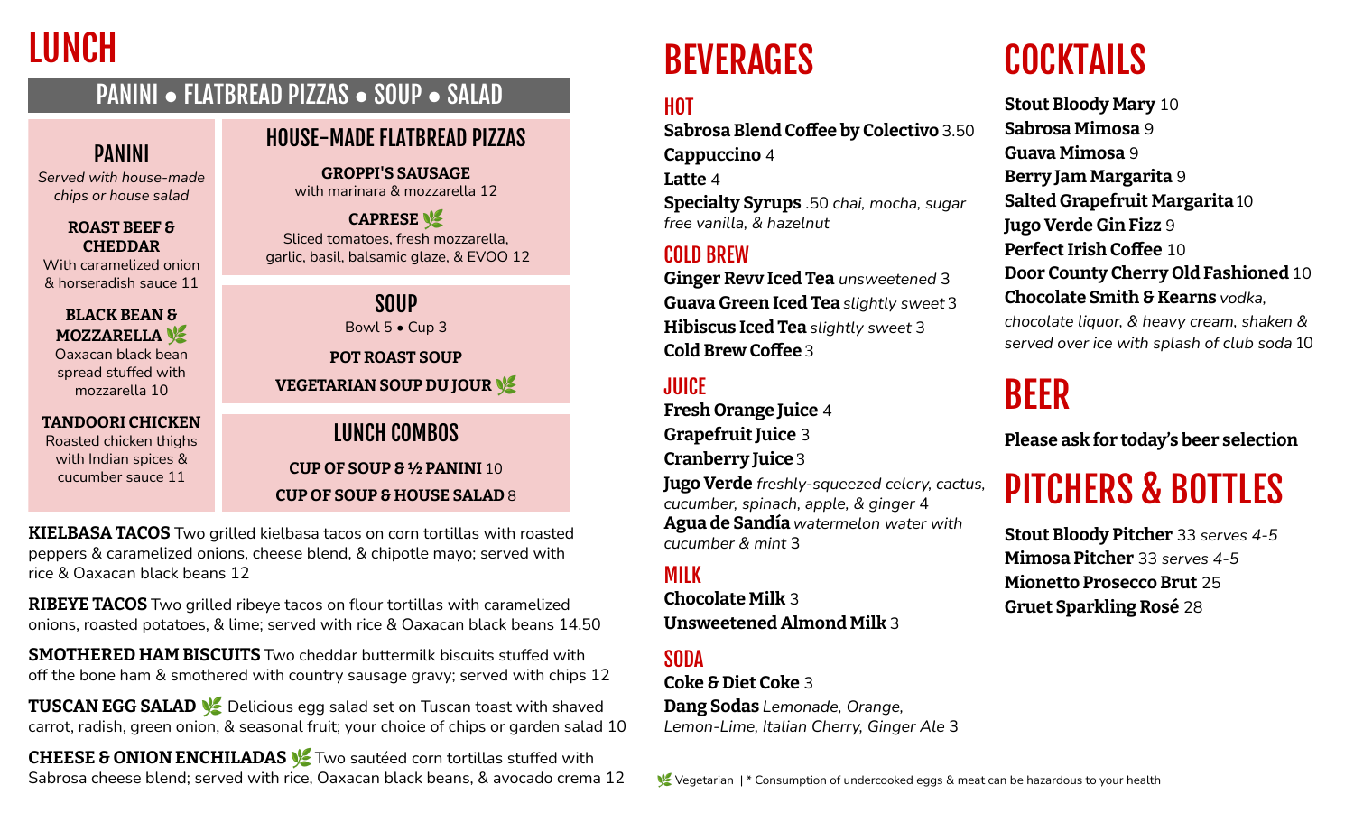# LUNCH

## PANINI • FLATBREAD PIZZAS • SOUP • SALAD

### PANINI

*Served with house-made chips or house salad*

**ROAST BEEF & CHEDDAR**
With caramelized onion & horseradish sauce 11

**BLACK BEAN & MOZZARELLA** 🌿
Oaxacan black bean spread stuffed with mozzarella 10

**TANDOORI CHICKEN**
Roasted chicken thighs with Indian spices & cucumber sauce 11

### HOUSE-MADE FLATBREAD PIZZAS

**GROPPI'S SAUSAGE**
with marinara & mozzarella 12

**CAPRESE** 🌿
Sliced tomatoes, fresh mozzarella, garlic, basil, balsamic glaze, & EVOO 12

### SOUP

Bowl 5 • Cup 3

**POT ROAST SOUP**

**VEGETARIAN SOUP DU JOUR** 🌿

### LUNCH COMBOS

**CUP OF SOUP & ½ PANINI** 10

**CUP OF SOUP & HOUSE SALAD** 8

**KIELBASA TACOS** Two grilled kielbasa tacos on corn tortillas with roasted peppers & caramelized onions, cheese blend, & chipotle mayo; served with rice & Oaxacan black beans 12

**RIBEYE TACOS** Two grilled ribeye tacos on flour tortillas with caramelized onions, roasted potatoes, & lime; served with rice & Oaxacan black beans 14.50

**SMOTHERED HAM BISCUITS** Two cheddar buttermilk biscuits stuffed with off the bone ham & smothered with country sausage gravy; served with chips 12

**TUSCAN EGG SALAD** 🌿 Delicious egg salad set on Tuscan toast with shaved carrot, radish, green onion, & seasonal fruit; your choice of chips or garden salad 10

**CHEESE & ONION ENCHILADAS** 🌿 Two sautéed corn tortillas stuffed with Sabrosa cheese blend; served with rice, Oaxacan black beans, & avocado crema 12

# BEVERAGES

### HOT

**Sabrosa Blend Coffee by Colectivo** 3.50
**Cappuccino** 4
**Latte** 4
**Specialty Syrups** .50 *chai, mocha, sugar free vanilla, & hazelnut*

### COLD BREW

**Ginger Revv Iced Tea** *unsweetened* 3
**Guava Green Iced Tea** *slightly sweet* 3
**Hibiscus Iced Tea** *slightly sweet* 3
**Cold Brew Coffee** 3

### JUICE

**Fresh Orange Juice** 4
**Grapefruit Juice** 3
**Cranberry Juice** 3
**Jugo Verde** *freshly-squeezed celery, cactus, cucumber, spinach, apple, & ginger* 4
**Agua de Sandía** *watermelon water with cucumber & mint* 3

### MILK

**Chocolate Milk** 3
**Unsweetened Almond Milk** 3

### SODA

**Coke & Diet Coke** 3
**Dang Sodas** *Lemonade, Orange, Lemon-Lime, Italian Cherry, Ginger Ale* 3

# COCKTAILS

**Stout Bloody Mary** 10
**Sabrosa Mimosa** 9
**Guava Mimosa** 9
**Berry Jam Margarita** 9
**Salted Grapefruit Margarita** 10
**Jugo Verde Gin Fizz** 9
**Perfect Irish Coffee** 10
**Door County Cherry Old Fashioned** 10
**Chocolate Smith & Kearns** *vodka, chocolate liquor, & heavy cream, shaken & served over ice with splash of club soda* 10

# BEER

**Please ask for today's beer selection**

# PITCHERS & BOTTLES

**Stout Bloody Pitcher** 33 *serves 4-5*
**Mimosa Pitcher** 33 *serves 4-5*
**Mionetto Prosecco Brut** 25
**Gruet Sparkling Rosé** 28

🌿 Vegetarian | * Consumption of undercooked eggs & meat can be hazardous to your health